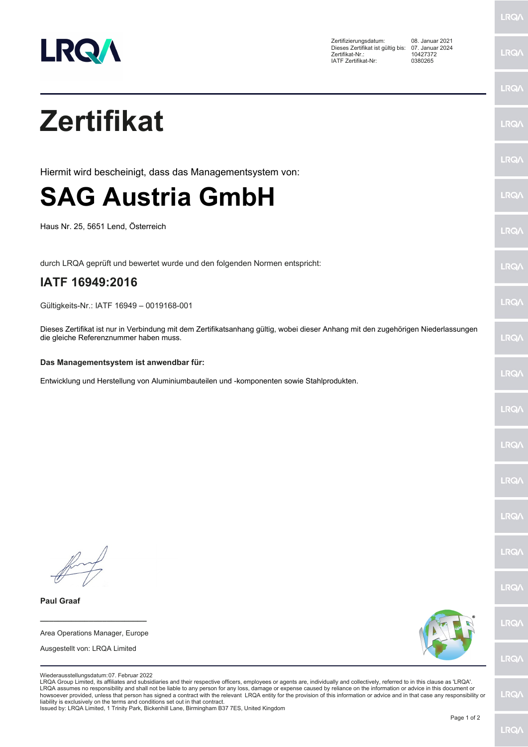| | |
|---|---|
| Zertifizierungsdatum: | 08. Januar 2021 |
| Dieses Zertifikat ist gültig bis: | 07. Januar 2024 |
| Zertifikat-Nr.: | 10427372 |
| IATF Zertifikat-Nr: | 0380265 |

# Zertifikat

Hiermit wird bescheinigt, dass das Managementsystem von:

# SAG Austria GmbH

Haus Nr. 25, 5651 Lend, Österreich

durch LRQA geprüft und bewertet wurde und den folgenden Normen entspricht:

## IATF 16949:2016

Gültigkeits-Nr.: IATF 16949 – 0019168-001

Dieses Zertifikat ist nur in Verbindung mit dem Zertifikatsanhang gültig, wobei dieser Anhang mit den zugehörigen Niederlassungen die gleiche Referenznummer haben muss.

**Das Managementsystem ist anwendbar für:**

Entwicklung und Herstellung von Aluminiumbauteilen und -komponenten sowie Stahlprodukten.

**Paul Graaf**

Area Operations Manager, Europe

Ausgestellt von: LRQA Limited

Wiederausstellungsdatum: 07. Februar 2022

LRQA Group Limited, its affiliates and subsidiaries and their respective officers, employees or agents are, individually and collectively, referred to in this clause as 'LRQA'. LRQA assumes no responsibility and shall not be liable to any person for any loss, damage or expense caused by reliance on the information or advice in this document or howsoever provided, unless that person has signed a contract with the relevant LRQA entity for the provision of this information or advice and in that case any responsibility or liability is exclusively on the terms and conditions set out in that contract.

Issued by: LRQA Limited, 1 Trinity Park, Bickenhill Lane, Birmingham B37 7ES, United Kingdom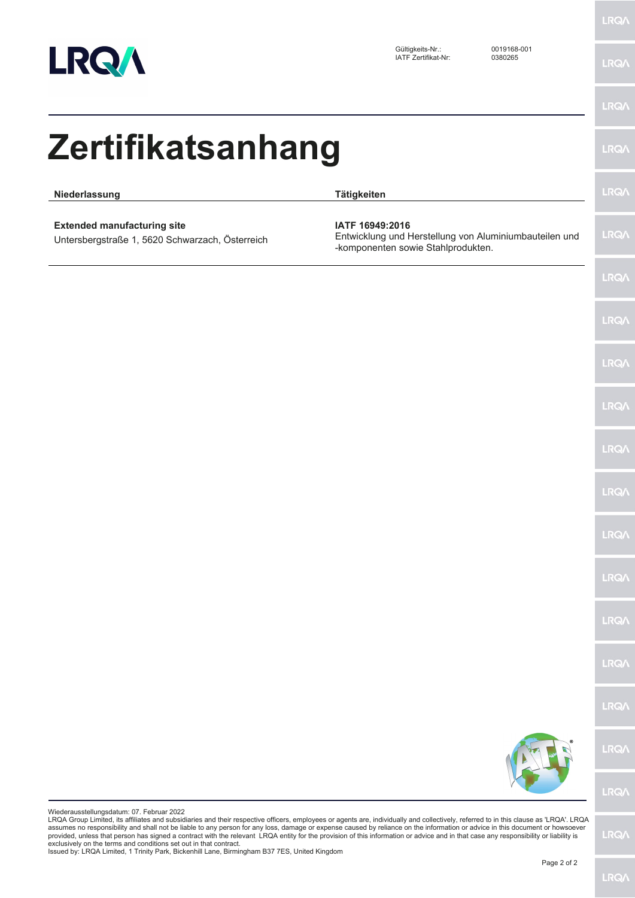Gültigkeits-Nr.: 0019168-001
IATF Zertifikat-Nr: 0380265

# Zertifikatsanhang

| Niederlassung | Tätigkeiten |
| --- | --- |
| **Extended manufacturing site**<br>Untersbergstraße 1, 5620 Schwarzach, Österreich | **IATF 16949:2016**<br>Entwicklung und Herstellung von Aluminiumbauteilen und -komponenten sowie Stahlprodukten. |

Wiederausstellungsdatum: 07. Februar 2022

LRQA Group Limited, its affiliates and subsidiaries and their respective officers, employees or agents are, individually and collectively, referred to in this clause as 'LRQA'. LRQA assumes no responsibility and shall not be liable to any person for any loss, damage or expense caused by reliance on the information or advice in this document or howsoever provided, unless that person has signed a contract with the relevant LRQA entity for the provision of this information or advice and in that case any responsibility or liability is exclusively on the terms and conditions set out in that contract.

Issued by: LRQA Limited, 1 Trinity Park, Bickenhill Lane, Birmingham B37 7ES, United Kingdom